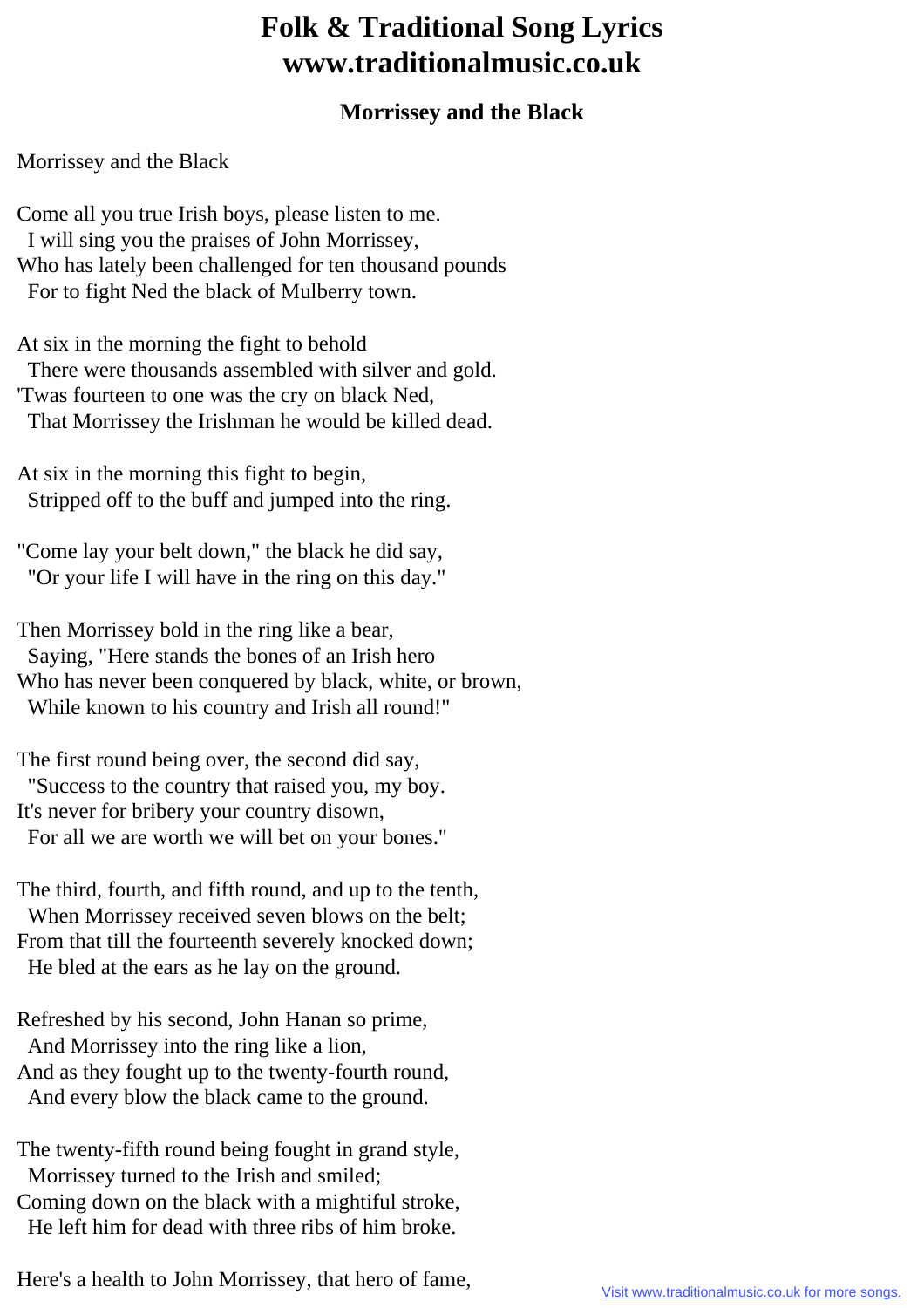# Folk & Traditional Song Lyrics
# www.traditionalmusic.co.uk

### Morrissey and the Black

Morrissey and the Black

Come all you true Irish boys, please listen to me.
  I will sing you the praises of John Morrissey,
Who has lately been challenged for ten thousand pounds
  For to fight Ned the black of Mulberry town.

At six in the morning the fight to behold
  There were thousands assembled with silver and gold.
'Twas fourteen to one was the cry on black Ned,
  That Morrissey the Irishman he would be killed dead.

At six in the morning this fight to begin,
  Stripped off to the buff and jumped into the ring.

"Come lay your belt down," the black he did say,
  "Or your life I will have in the ring on this day."

Then Morrissey bold in the ring like a bear,
  Saying, "Here stands the bones of an Irish hero
Who has never been conquered by black, white, or brown,
  While known to his country and Irish all round!"

The first round being over, the second did say,
  "Success to the country that raised you, my boy.
It's never for bribery your country disown,
  For all we are worth we will bet on your bones."

The third, fourth, and fifth round, and up to the tenth,
  When Morrissey received seven blows on the belt;
From that till the fourteenth severely knocked down;
  He bled at the ears as he lay on the ground.

Refreshed by his second, John Hanan so prime,
  And Morrissey into the ring like a lion,
And as they fought up to the twenty-fourth round,
  And every blow the black came to the ground.

The twenty-fifth round being fought in grand style,
  Morrissey turned to the Irish and smiled;
Coming down on the black with a mightiful stroke,
  He left him for dead with three ribs of him broke.

Here's a health to John Morrissey, that hero of fame,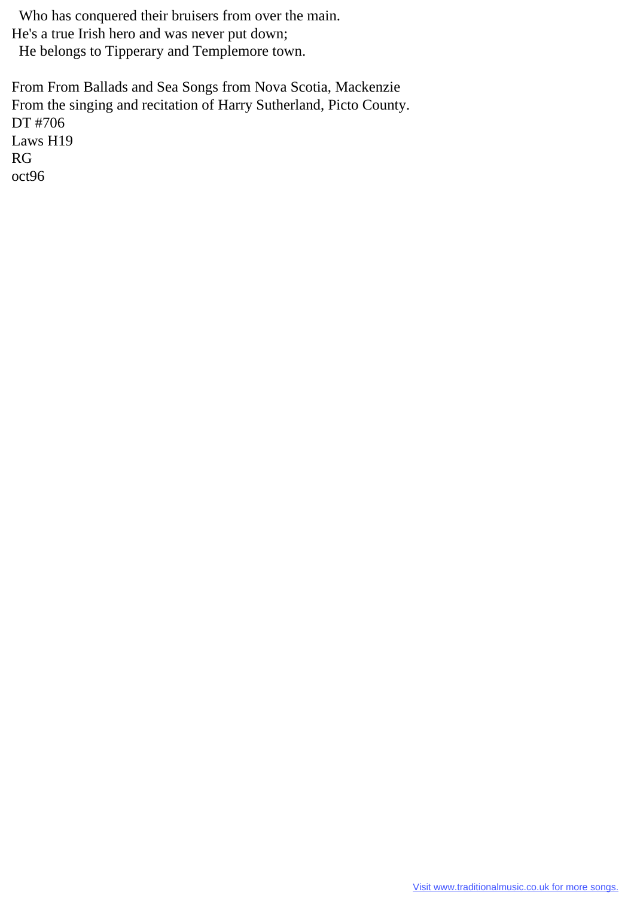Who has conquered their bruisers from over the main.
He's a true Irish hero and was never put down;
He belongs to Tipperary and Templemore town.

From From Ballads and Sea Songs from Nova Scotia, Mackenzie
From the singing and recitation of Harry Sutherland, Picto County.
DT #706
Laws H19
RG
oct96